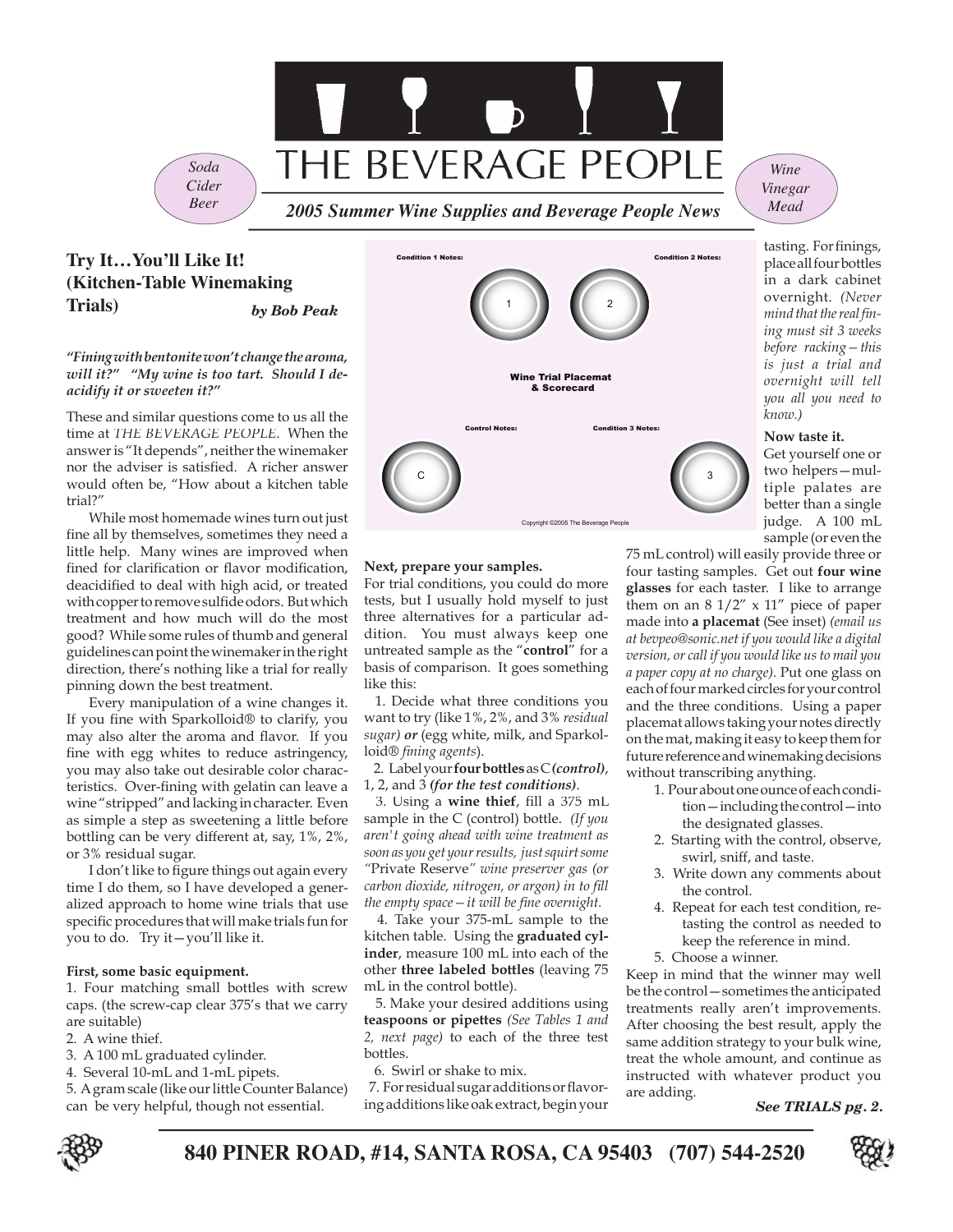# THE BEVERAGE PEOPLE

Soda
Cider
Beer

Wine
Vinegar
Mead

*2005 Summer Wine Supplies and Beverage People News*

## Try It…You'll Like It! (Kitchen-Table Winemaking Trials)

*by Bob Peak*

***"Fining with bentonite won't change the aroma, will it?" "My wine is too tart. Should I deacidify it or sweeten it?"***

These and similar questions come to us all the time at *THE BEVERAGE PEOPLE*. When the answer is "It depends", neither the winemaker nor the adviser is satisfied. A richer answer would often be, "How about a kitchen table trial?"

While most homemade wines turn out just fine all by themselves, sometimes they need a little help. Many wines are improved when fined for clarification or flavor modification, deacidified to deal with high acid, or treated with copper to remove sulfide odors. But which treatment and how much will do the most good? While some rules of thumb and general guidelines can point the winemaker in the right direction, there's nothing like a trial for really pinning down the best treatment.

Every manipulation of a wine changes it. If you fine with Sparkolloid® to clarify, you may also alter the aroma and flavor. If you fine with egg whites to reduce astringency, you may also take out desirable color characteristics. Over-fining with gelatin can leave a wine "stripped" and lacking in character. Even as simple a step as sweetening a little before bottling can be very different at, say, 1%, 2%, or 3% residual sugar.

I don't like to figure things out again every time I do them, so I have developed a generalized approach to home wine trials that use specific procedures that will make trials fun for you to do. Try it—you'll like it.

**First, some basic equipment.**

1. Four matching small bottles with screw caps. (the screw-cap clear 375's that we carry are suitable)
2. A wine thief.
3. A 100 mL graduated cylinder.
4. Several 10-mL and 1-mL pipets.
5. A gram scale (like our little Counter Balance) can be very helpful, though not essential.

Condition 1 Notes: | Condition 2 Notes:

1 | 2

Wine Trial Placemat & Scorecard

Control Notes: | Condition 3 Notes:

C | 3

Copyright ©2005 The Beverage People

**Next, prepare your samples.**

For trial conditions, you could do more tests, but I usually hold myself to just three alternatives for a particular addition. You must always keep one untreated sample as the "**control**" for a basis of comparison. It goes something like this:

1. Decide what three conditions you want to try (like 1%, 2%, and 3% *residual sugar)* ***or*** (egg white, milk, and Sparkolloid® *fining agents*).
2. Label your **four bottles** as C ***(control)***, 1, 2, and 3 ***(for the test conditions)***.
3. Using a **wine thief**, fill a 375 mL sample in the C (control) bottle. *(If you aren't going ahead with wine treatment as soon as you get your results, just squirt some "*Private Reserve*" wine preserver gas (or carbon dioxide, nitrogen, or argon) in to fill the empty space—it will be fine overnight.*
4. Take your 375-mL sample to the kitchen table. Using the **graduated cylinder**, measure 100 mL into each of the other **three labeled bottles** (leaving 75 mL in the control bottle).
5. Make your desired additions using **teaspoons or pipettes** *(See Tables 1 and 2, next page)* to each of the three test bottles.
6. Swirl or shake to mix.
7. For residual sugar additions or flavoring additions like oak extract, begin your tasting. For finings, place all four bottles in a dark cabinet overnight. *(Never mind that the real fining must sit 3 weeks before racking—this is just a trial and overnight will tell you all you need to know.)*

**Now taste it.**

Get yourself one or two helpers—multiple palates are better than a single judge. A 100 mL sample (or even the 75 mL control) will easily provide three or four tasting samples. Get out **four wine glasses** for each taster. I like to arrange them on an 8 1/2" x 11" piece of paper made into **a placemat** (See inset) *(email us at bevpeo@sonic.net if you would like a digital version, or call if you would like us to mail you a paper copy at no charge).* Put one glass on each of four marked circles for your control and the three conditions. Using a paper placemat allows taking your notes directly on the mat, making it easy to keep them for future reference and winemaking decisions without transcribing anything.

1. Pour about one ounce of each condition—including the control—into the designated glasses.
2. Starting with the control, observe, swirl, sniff, and taste.
3. Write down any comments about the control.
4. Repeat for each test condition, retasting the control as needed to keep the reference in mind.
5. Choose a winner.

Keep in mind that the winner may well be the control—sometimes the anticipated treatments really aren't improvements. After choosing the best result, apply the same addition strategy to your bulk wine, treat the whole amount, and continue as instructed with whatever product you are adding.

***See TRIALS pg. 2.***

**840 PINER ROAD, #14, SANTA ROSA, CA 95403 (707) 544-2520**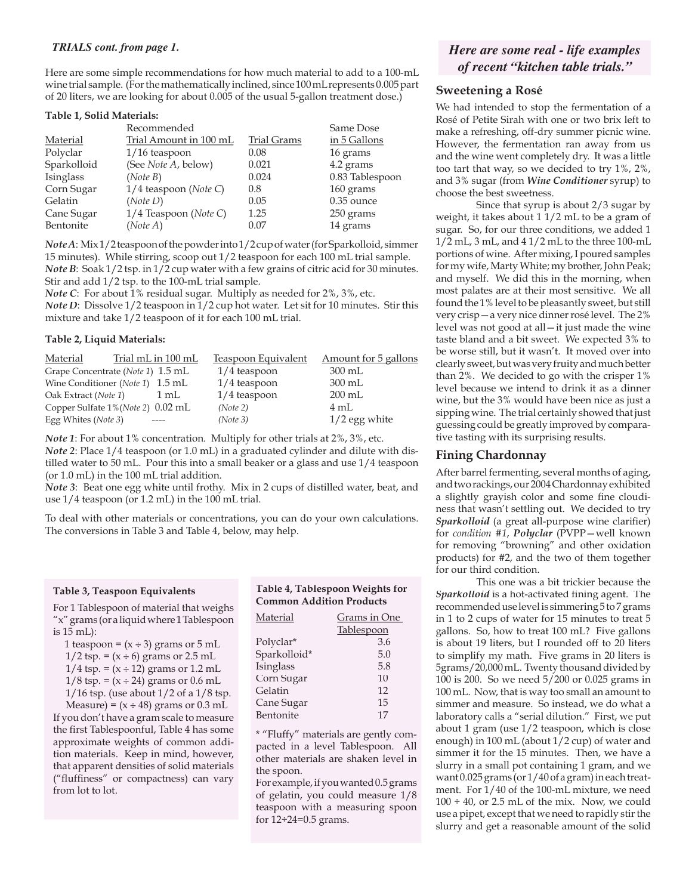*TRIALS cont. from page 1.*

Here are some simple recommendations for how much material to add to a 100-mL wine trial sample. (For the mathematically inclined, since 100 mL represents 0.005 part of 20 liters, we are looking for about 0.005 of the usual 5-gallon treatment dose.)

**Table 1, Solid Materials:**

| Material | Recommended Trial Amount in 100 mL | Trial Grams | Same Dose in 5 Gallons |
|---|---|---|---|
| Polyclar | 1/16 teaspoon | 0.08 | 16 grams |
| Sparkolloid | (See *Note A*, below) | 0.021 | 4.2 grams |
| Isinglass | (*Note B*) | 0.024 | 0.83 Tablespoon |
| Corn Sugar | 1/4 teaspoon (*Note C*) | 0.8 | 160 grams |
| Gelatin | (*Note D*) | 0.05 | 0.35 ounce |
| Cane Sugar | 1/4 Teaspoon (*Note C*) | 1.25 | 250 grams |
| Bentonite | (*Note A*) | 0.07 | 14 grams |

***Note A***: Mix 1/2 teaspoon of the powder into 1/2 cup of water (for Sparkolloid, simmer 15 minutes). While stirring, scoop out 1/2 teaspoon for each 100 mL trial sample.
***Note B***: Soak 1/2 tsp. in 1/2 cup water with a few grains of citric acid for 30 minutes. Stir and add 1/2 tsp. to the 100-mL trial sample.
***Note C***: For about 1% residual sugar. Multiply as needed for 2%, 3%, etc.
***Note D***: Dissolve 1/2 teaspoon in 1/2 cup hot water. Let sit for 10 minutes. Stir this mixture and take 1/2 teaspoon of it for each 100 mL trial.

**Table 2, Liquid Materials:**

| Material | Trial mL in 100 mL | Teaspoon Equivalent | Amount for 5 gallons |
|---|---|---|---|
| Grape Concentrate (*Note 1*) | 1.5 mL | 1/4 teaspoon | 300 mL |
| Wine Conditioner (*Note 1*) | 1.5 mL | 1/4 teaspoon | 300 mL |
| Oak Extract (*Note 1*) | 1 mL | 1/4 teaspoon | 200 mL |
| Copper Sulfate 1% (*Note 2*) | 0.02 mL | (*Note 2*) | 4 mL |
| Egg Whites (*Note 3*) | ---- | (*Note 3*) | 1/2 egg white |

***Note 1***: For about 1% concentration. Multiply for other trials at 2%, 3%, etc.
***Note 2***: Place 1/4 teaspoon (or 1.0 mL) in a graduated cylinder and dilute with distilled water to 50 mL. Pour this into a small beaker or a glass and use 1/4 teaspoon (or 1.0 mL) in the 100 mL trial addition.
***Note 3***: Beat one egg white until frothy. Mix in 2 cups of distilled water, beat, and use 1/4 teaspoon (or 1.2 mL) in the 100 mL trial.

To deal with other materials or concentrations, you can do your own calculations. The conversions in Table 3 and Table 4, below, may help.

**Table 3, Teaspoon Equivalents**

For 1 Tablespoon of material that weighs "x" grams (or a liquid where 1 Tablespoon is 15 mL):

- 1 teaspoon = (x ÷ 3) grams or 5 mL
- 1/2 tsp. = (x ÷ 6) grams or 2.5 mL
- 1/4 tsp. = (x ÷ 12) grams or 1.2 mL
- 1/8 tsp. = (x ÷ 24) grams or 0.6 mL
- 1/16 tsp. (use about 1/2 of a 1/8 tsp. Measure) = (x ÷ 48) grams or 0.3 mL

If you don't have a gram scale to measure the first Tablespoonful, Table 4 has some approximate weights of common addition materials. Keep in mind, however, that apparent densities of solid materials ("fluffiness" or compactness) can vary from lot to lot.

**Table 4, Tablespoon Weights for Common Addition Products**

| Material | Grams in One Tablespoon |
|---|---|
| Polyclar* | 3.6 |
| Sparkolloid* | 5.0 |
| Isinglass | 5.8 |
| Corn Sugar | 10 |
| Gelatin | 12 |
| Cane Sugar | 15 |
| Bentonite | 17 |

\* "Fluffy" materials are gently compacted in a level Tablespoon. All other materials are shaken level in the spoon.

For example, if you wanted 0.5 grams of gelatin, you could measure 1/8 teaspoon with a measuring spoon for 12÷24=0.5 grams.

## *Here are some real - life examples of recent "kitchen table trials."*

### Sweetening a Rosé

We had intended to stop the fermentation of a Rosé of Petite Sirah with one or two brix left to make a refreshing, off-dry summer picnic wine. However, the fermentation ran away from us and the wine went completely dry. It was a little too tart that way, so we decided to try 1%, 2%, and 3% sugar (from ***Wine Conditioner*** syrup) to choose the best sweetness.

Since that syrup is about 2/3 sugar by weight, it takes about 1 1/2 mL to be a gram of sugar. So, for our three conditions, we added 1 1/2 mL, 3 mL, and 4 1/2 mL to the three 100-mL portions of wine. After mixing, I poured samples for my wife, Marty White; my brother, John Peak; and myself. We did this in the morning, when most palates are at their most sensitive. We all found the 1% level to be pleasantly sweet, but still very crisp—a very nice dinner rosé level. The 2% level was not good at all—it just made the wine taste bland and a bit sweet. We expected 3% to be worse still, but it wasn't. It moved over into clearly sweet, but was very fruity and much better than 2%. We decided to go with the crisper 1% level because we intend to drink it as a dinner wine, but the 3% would have been nice as just a sipping wine. The trial certainly showed that just guessing could be greatly improved by comparative tasting with its surprising results.

### Fining Chardonnay

After barrel fermenting, several months of aging, and two rackings, our 2004 Chardonnay exhibited a slightly grayish color and some fine cloudiness that wasn't settling out. We decided to try ***Sparkolloid*** (a great all-purpose wine clarifier) for *condition #1*, ***Polyclar*** (PVPP—well known for removing "browning" and other oxidation products) for #2, and the two of them together for our third condition.

This one was a bit trickier because the ***Sparkolloid*** is a hot-activated fining agent. The recommended use level is simmering 5 to 7 grams in 1 to 2 cups of water for 15 minutes to treat 5 gallons. So, how to treat 100 mL? Five gallons is about 19 liters, but I rounded off to 20 liters to simplify my math. Five grams in 20 liters is 5grams/20,000 mL. Twenty thousand divided by 100 is 200. So we need 5/200 or 0.025 grams in 100 mL. Now, that is way too small an amount to simmer and measure. So instead, we do what a laboratory calls a "serial dilution." First, we put about 1 gram (use 1/2 teaspoon, which is close enough) in 100 mL (about 1/2 cup) of water and simmer it for the 15 minutes. Then, we have a slurry in a small pot containing 1 gram, and we want 0.025 grams (or 1/40 of a gram) in each treatment. For 1/40 of the 100-mL mixture, we need 100 ÷ 40, or 2.5 mL of the mix. Now, we could use a pipet, except that we need to rapidly stir the slurry and get a reasonable amount of the solid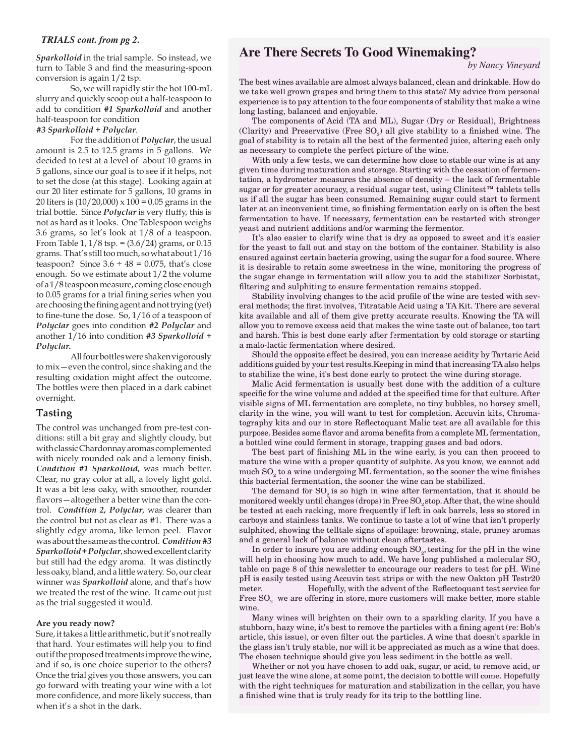*TRIALS cont. from pg 2.*

***Sparkolloid*** in the trial sample. So instead, we turn to Table 3 and find the measuring-spoon conversion is again 1/2 tsp.

So, we will rapidly stir the hot 100-mL slurry and quickly scoop out a half-teaspoon to add to condition ***#1 Sparkolloid*** and another half-teaspoon for condition ***#3 Sparkolloid + Polyclar***.

For the addition of ***Polyclar***, the usual amount is 2.5 to 12.5 grams in 5 gallons. We decided to test at a level of about 10 grams in 5 gallons, since our goal is to see if it helps, not to set the dose (at this stage). Looking again at our 20 liter estimate for 5 gallons, 10 grams in 20 liters is (10/20,000) x 100 = 0.05 grams in the trial bottle. Since ***Polyclar*** is very fluffy, this is not as hard as it looks. One Tablespoon weighs 3.6 grams, so let's look at 1/8 of a teaspoon. From Table 1, 1/8 tsp. = (3.6/24) grams, or 0.15 grams. That's still too much, so what about 1/16 teaspoon? Since 3.6 ÷ 48 = 0.075, that's close enough. So we estimate about 1/2 the volume of a 1/8 teaspoon measure, coming close enough to 0.05 grams for a trial fining series when you are choosing the fining agent and not trying (yet) to fine-tune the dose. So, 1/16 of a teaspoon of ***Polyclar*** goes into condition ***#2 Polyclar*** and another 1/16 into condition ***#3 Sparkolloid + Polyclar.***

All four bottles were shaken vigorously to mix—even the control, since shaking and the resulting oxidation might affect the outcome. The bottles were then placed in a dark cabinet overnight.

### Tasting

The control was unchanged from pre-test conditions: still a bit gray and slightly cloudy, but with classic Chardonnay aromas complemented with nicely rounded oak and a lemony finish. ***Condition #1 Sparkolloid***, was much better. Clear, no gray color at all, a lovely light gold. It was a bit less oaky, with smoother, rounder flavors—altogether a better wine than the control. ***Condition 2, Polyclar,*** was clearer than the control but not as clear as #1. There was a slightly edgy aroma, like lemon peel. Flavor was about the same as the control. ***Condition #3 Sparkolloid + Polyclar***, showed excellent clarity but still had the edgy aroma. It was distinctly less oaky, bland, and a little watery. So, our clear winner was ***Sparkolloid*** alone, and that's how we treated the rest of the wine. It came out just as the trial suggested it would.

**Are you ready now?**

Sure, it takes a little arithmetic, but it's not really that hard. Your estimates will help you to find out if the proposed treatments improve the wine, and if so, is one choice superior to the others? Once the trial gives you those answers, you can go forward with treating your wine with a lot more confidence, and more likely success, than when it's a shot in the dark.

## Are There Secrets To Good Winemaking?

*by Nancy Vineyard*

The best wines available are almost always balanced, clean and drinkable. How do we take well grown grapes and bring them to this state? My advice from personal experience is to pay attention to the four components of stability that make a wine long lasting, balanced and enjoyable.

The components of Acid (TA and ML), Sugar (Dry or Residual), Brightness (Clarity) and Preservative (Free $SO_2$) all give stability to a finished wine. The goal of stability is to retain all the best of the fermented juice, altering each only as necessary to complete the perfect picture of the wine.

With only a few tests, we can determine how close to stable our wine is at any given time during maturation and storage. Starting with the cessation of fermentation, a hydrometer measures the absence of density – the lack of fermentable sugar or for greater accuracy, a residual sugar test, using Clinitest™ tablets tells us if all the sugar has been consumed. Remaining sugar could start to ferment later at an inconvenient time, so finishing fermentation early on is often the best fermentation to have. If necessary, fermentation can be restarted with stronger yeast and nutrient additions and/or warming the fermentor.

It's also easier to clarify wine that is dry as opposed to sweet and it's easier for the yeast to fall out and stay on the bottom of the container. Stability is also ensured against certain bacteria growing, using the sugar for a food source. Where it is desirable to retain some sweetness in the wine, monitoring the progress of the sugar change in fermentation will allow you to add the stabilizer Sorbistat, filtering and sulphiting to ensure fermentation remains stopped.

Stability involving changes to the acid profile of the wine are tested with several methods; the first involves, Titratable Acid using a TA Kit. There are several kits available and all of them give pretty accurate results. Knowing the TA will allow you to remove excess acid that makes the wine taste out of balance, too tart and harsh. This is best done early after fermentation by cold storage or starting a malo-lactic fermentation where desired.

Should the opposite effect be desired, you can increase acidity by Tartaric Acid additions guided by your test results.Keeping in mind that increasing TA also helps to stabilize the wine, it's best done early to protect the wine during storage.

Malic Acid fermentation is usually best done with the addition of a culture specific for the wine volume and added at the specified time for that culture. After visible signs of ML fermentation are complete, no tiny bubbles, no horsey smell, clarity in the wine, you will want to test for completion. Accuvin kits, Chromatography kits and our in store Reflectoquant Malic test are all available for this purpose. Besides some flavor and aroma benefits from a complete ML fermentation, a bottled wine could ferment in storage, trapping gases and bad odors.

The best part of finishing ML in the wine early, is you can then proceed to mature the wine with a proper quantity of sulphite. As you know, we cannot add much $SO_2$ to a wine undergoing ML fermentation, so the sooner the wine finishes this bacterial fermentation, the sooner the wine can be stabilized.

The demand for $SO_2$ is so high in wine after fermentation, that it should be monitored weekly until changes (drops) in Free $SO_2$ stop. After that, the wine should be tested at each racking, more frequently if left in oak barrels, less so stored in carboys and stainless tanks. We continue to taste a lot of wine that isn't properly sulphited, showing the telltale signs of spoilage: browning, stale, pruney aromas and a general lack of balance without clean aftertastes.

In order to insure you are adding enough $SO_2$, testing for the pH in the wine will help in choosing how much to add. We have long published a molecular $SO_2$ table on page 8 of this newsletter to encourage our readers to test for pH. Wine pH is easily tested using Accuvin test strips or with the new Oakton pH Testr20 meter. Hopefully, with the advent of the Reflectoquant test service for Free $SO_2$ we are offering in store, more customers will make better, more stable wine.

Many wines will brighten on their own to a sparkling clarity. If you have a stubborn, hazy wine, it's best to remove the particles with a fining agent (re: Bob's article, this issue), or even filter out the particles. A wine that doesn't sparkle in the glass isn't truly stable, nor will it be appreciated as much as a wine that does. The chosen technique should give you less sediment in the bottle as well.

Whether or not you have chosen to add oak, sugar, or acid, to remove acid, or just leave the wine alone, at some point, the decision to bottle will come. Hopefully with the right techniques for maturation and stabilization in the cellar, you have a finished wine that is truly ready for its trip to the bottling line.